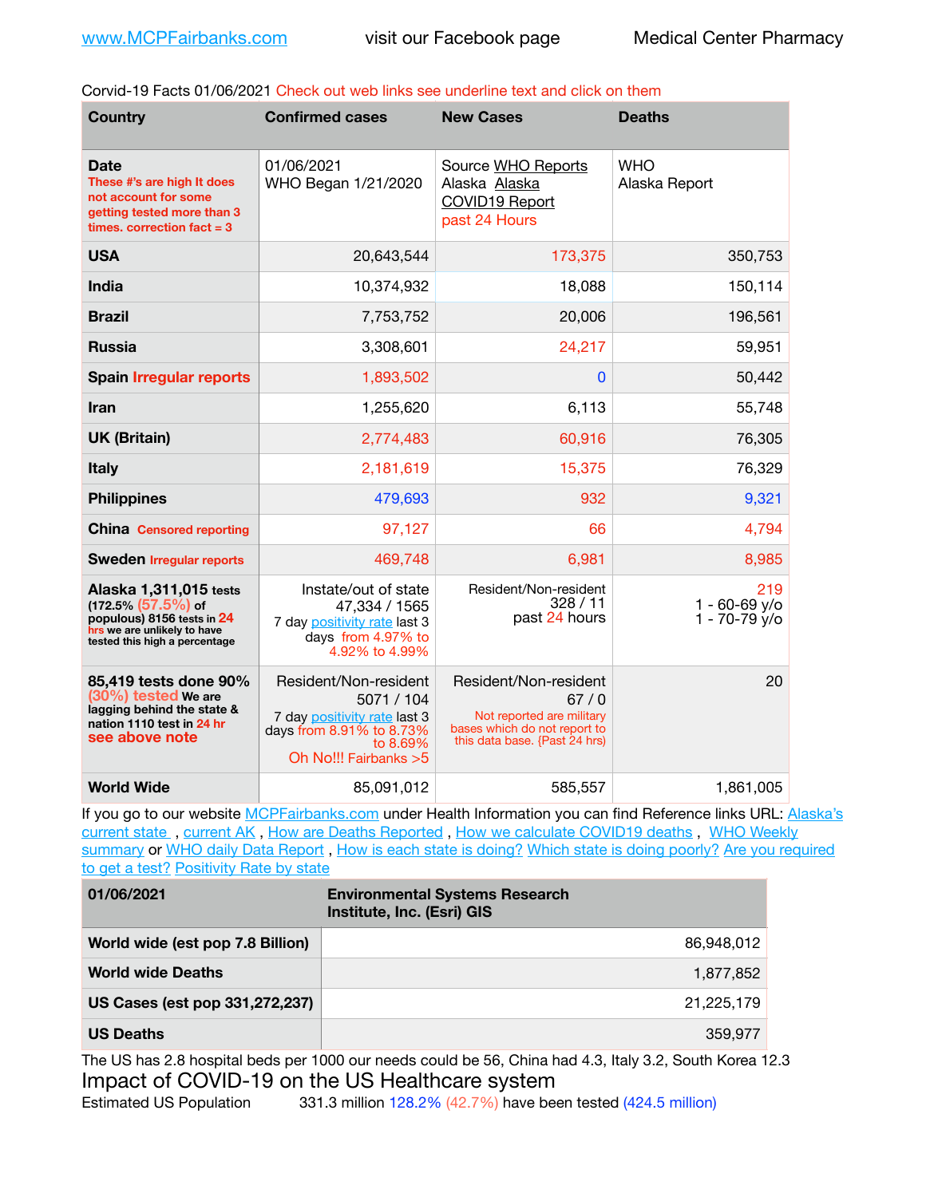www.MCPFairbanks.com visit our Facebook page Medical Center Pharmacy

Corvid-19 Facts 01/06/2021 Check out web links see underline text and click on them

| Country | Confirmed cases | New Cases | Deaths |
|---|---|---|---|
| **Date** These #'s are high It does not account for some getting tested more than 3 times. correction fact = 3 | 01/06/2021 WHO Began 1/21/2020 | Source WHO Reports Alaska Alaska COVID19 Report past 24 Hours | WHO Alaska Report |
| **USA** | 20,643,544 | 173,375 | 350,753 |
| **India** | 10,374,932 | 18,088 | 150,114 |
| **Brazil** | 7,753,752 | 20,006 | 196,561 |
| **Russia** | 3,308,601 | 24,217 | 59,951 |
| **Spain** Irregular reports | 1,893,502 | 0 | 50,442 |
| **Iran** | 1,255,620 | 6,113 | 55,748 |
| **UK (Britain)** | 2,774,483 | 60,916 | 76,305 |
| **Italy** | 2,181,619 | 15,375 | 76,329 |
| **Philippines** | 479,693 | 932 | 9,321 |
| **China** Censored reporting | 97,127 | 66 | 4,794 |
| **Sweden** Irregular reports | 469,748 | 6,981 | 8,985 |
| **Alaska 1,311,015 tests** (172.5% (57.5%) of populous) 8156 tests in 24 hrs we are unlikely to have tested this high a percentage | Instate/out of state 47,334 / 1565 7 day positivity rate last 3 days from 4.97% to 4.92% to 4.99% | Resident/Non-resident 328 / 11 past 24 hours | 219 1 - 60-69 y/o 1 - 70-79 y/o |
| **85,419 tests done 90% (30%) tested** We are lagging behind the state & nation 1110 test in 24 hr see above note | Resident/Non-resident 5071 / 104 7 day positivity rate last 3 days from 8.91% to 8.73% to 8.69% Oh No!!! Fairbanks >5 | Resident/Non-resident 67 / 0 Not reported are military bases which do not report to this data base. {Past 24 hrs) | 20 |
| **World Wide** | 85,091,012 | 585,557 | 1,861,005 |

If you go to our website MCPFairbanks.com under Health Information you can find Reference links URL: Alaska's current state , current AK , How are Deaths Reported , How we calculate COVID19 deaths , WHO Weekly summary or WHO daily Data Report , How is each state is doing? Which state is doing poorly? Are you required to get a test? Positivity Rate by state

| 01/06/2021 | Environmental Systems Research Institute, Inc. (Esri) GIS |
|---|---|
| **World wide (est pop 7.8 Billion)** | 86,948,012 |
| **World wide Deaths** | 1,877,852 |
| **US Cases (est pop 331,272,237)** | 21,225,179 |
| **US Deaths** | 359,977 |

The US has 2.8 hospital beds per 1000 our needs could be 56, China had 4.3, Italy 3.2, South Korea 12.3

## Impact of COVID-19 on the US Healthcare system

Estimated US Population 331.3 million 128.2% (42.7%) have been tested (424.5 million)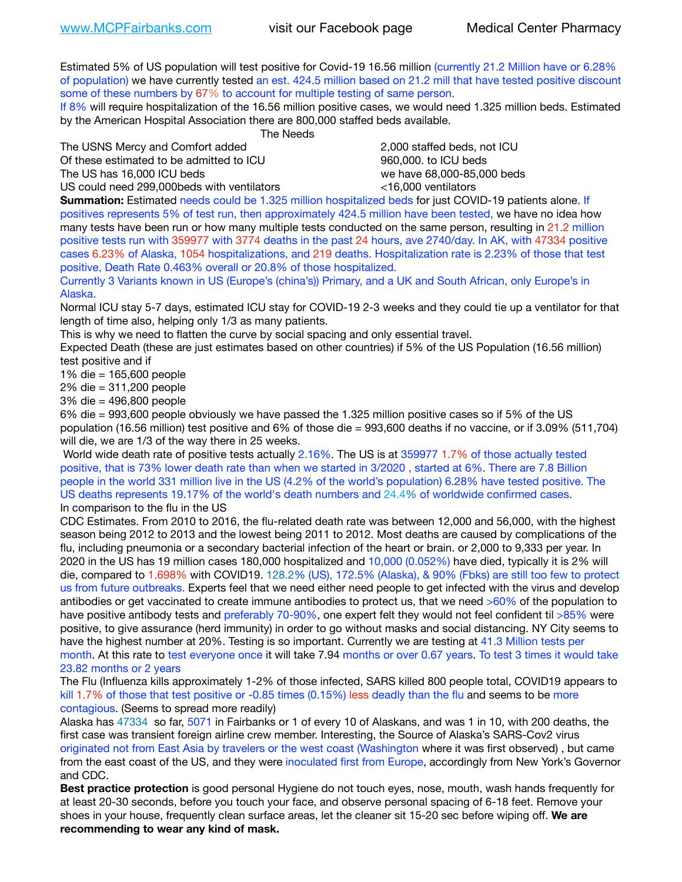Estimated 5% of US population will test positive for Covid-19 16.56 million (currently 21.2 Million have or 6.28% of population) we have currently tested an est. 424.5 million based on 21.2 mill that have tested positive discount some of these numbers by 67% to account for multiple testing of same person.

If 8% will require hospitalization of the 16.56 million positive cases, we would need 1.325 million beds. Estimated by the American Hospital Association there are 800,000 staffed beds available.

| | The Needs |
|---|---|
| The USNS Mercy and Comfort added | 2,000 staffed beds, not ICU |
| Of these estimated to be admitted to ICU | 960,000. to ICU beds |
| The US has 16,000 ICU beds | we have 68,000-85,000 beds |
| US could need 299,000beds with ventilators | <16,000 ventilators |

**Summation:** Estimated needs could be 1.325 million hospitalized beds for just COVID-19 patients alone. If positives represents 5% of test run, then approximately 424.5 million have been tested, we have no idea how many tests have been run or how many multiple tests conducted on the same person, resulting in 21.2 million positive tests run with 359977 with 3774 deaths in the past 24 hours, ave 2740/day. In AK, with 47334 positive cases 6.23% of Alaska, 1054 hospitalizations, and 219 deaths. Hospitalization rate is 2.23% of those that test positive, Death Rate 0.463% overall or 20.8% of those hospitalized.

Currently 3 Variants known in US (Europe's (china's)) Primary, and a UK and South African, only Europe's in Alaska.

Normal ICU stay 5-7 days, estimated ICU stay for COVID-19 2-3 weeks and they could tie up a ventilator for that length of time also, helping only 1/3 as many patients.

This is why we need to flatten the curve by social spacing and only essential travel.

Expected Death (these are just estimates based on other countries) if 5% of the US Population (16.56 million) test positive and if

1% die = 165,600 people

2% die = 311,200 people

3% die = 496,800 people

6% die = 993,600 people obviously we have passed the 1.325 million positive cases so if 5% of the US population (16.56 million) test positive and 6% of those die = 993,600 deaths if no vaccine, or if 3.09% (511,704) will die, we are 1/3 of the way there in 25 weeks.

World wide death rate of positive tests actually 2.16%. The US is at 359977 1.7% of those actually tested positive, that is 73% lower death rate than when we started in 3/2020 , started at 6%. There are 7.8 Billion people in the world 331 million live in the US (4.2% of the world's population) 6.28% have tested positive. The US deaths represents 19.17% of the world's death numbers and 24.4% of worldwide confirmed cases.

In comparison to the flu in the US

CDC Estimates. From 2010 to 2016, the flu-related death rate was between 12,000 and 56,000, with the highest season being 2012 to 2013 and the lowest being 2011 to 2012. Most deaths are caused by complications of the flu, including pneumonia or a secondary bacterial infection of the heart or brain. or 2,000 to 9,333 per year. In 2020 in the US has 19 million cases 180,000 hospitalized and 10,000 (0.052%) have died, typically it is 2% will die, compared to 1.698% with COVID19. 128.2% (US), 172.5% (Alaska), & 90% (Fbks) are still too few to protect us from future outbreaks. Experts feel that we need either need people to get infected with the virus and develop antibodies or get vaccinated to create immune antibodies to protect us, that we need >60% of the population to have positive antibody tests and preferably 70-90%, one expert felt they would not feel confident til >85% were positive, to give assurance (herd immunity) in order to go without masks and social distancing. NY City seems to have the highest number at 20%. Testing is so important. Currently we are testing at 41.3 Million tests per month. At this rate to test everyone once it will take 7.94 months or over 0.67 years. To test 3 times it would take 23.82 months or 2 years

The Flu (Influenza kills approximately 1-2% of those infected, SARS killed 800 people total, COVID19 appears to kill 1.7% of those that test positive or -0.85 times (0.15%) less deadly than the flu and seems to be more contagious. (Seems to spread more readily)

Alaska has 47334 so far, 5071 in Fairbanks or 1 of every 10 of Alaskans, and was 1 in 10, with 200 deaths, the first case was transient foreign airline crew member. Interesting, the Source of Alaska's SARS-Cov2 virus originated not from East Asia by travelers or the west coast (Washington where it was first observed) , but came from the east coast of the US, and they were inoculated first from Europe, accordingly from New York's Governor and CDC.

**Best practice protection** is good personal Hygiene do not touch eyes, nose, mouth, wash hands frequently for at least 20-30 seconds, before you touch your face, and observe personal spacing of 6-18 feet. Remove your shoes in your house, frequently clean surface areas, let the cleaner sit 15-20 sec before wiping off. **We are recommending to wear any kind of mask.**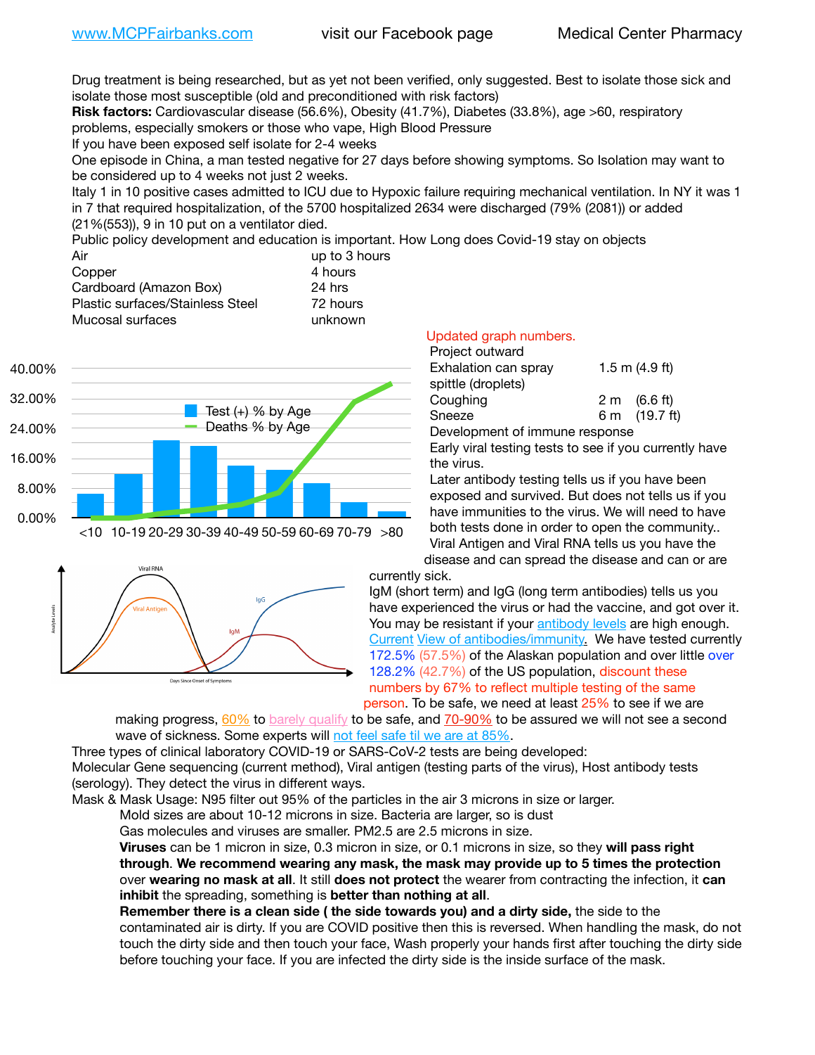www.MCPFairbanks.com visit our Facebook page Medical Center Pharmacy

Drug treatment is being researched, but as yet not been verified, only suggested. Best to isolate those sick and isolate those most susceptible (old and preconditioned with risk factors)

**Risk factors:** Cardiovascular disease (56.6%), Obesity (41.7%), Diabetes (33.8%), age >60, respiratory problems, especially smokers or those who vape, High Blood Pressure

If you have been exposed self isolate for 2-4 weeks

One episode in China, a man tested negative for 27 days before showing symptoms. So Isolation may want to be considered up to 4 weeks not just 2 weeks.

Italy 1 in 10 positive cases admitted to ICU due to Hypoxic failure requiring mechanical ventilation. In NY it was 1 in 7 that required hospitalization, of the 5700 hospitalized 2634 were discharged (79% (2081)) or added (21%(553)), 9 in 10 put on a ventilator died.

Public policy development and education is important. How Long does Covid-19 stay on objects

| | |
|---|---|
| Air | up to 3 hours |
| Copper | 4 hours |
| Cardboard (Amazon Box) | 24 hrs |
| Plastic surfaces/Stainless Steel | 72 hours |
| Mucosal surfaces | unknown |

Updated graph numbers.

Project outward

| | |
|---|---|
| Exhalation can spray spittle (droplets) | 1.5 m (4.9 ft) |
| Coughing | 2 m (6.6 ft) |
| Sneeze | 6 m (19.7 ft) |

Development of immune response

Early viral testing tests to see if you currently have the virus.

Later antibody testing tells us if you have been exposed and survived. But does not tells us if you have immunities to the virus. We will need to have both tests done in order to open the community..

Viral Antigen and Viral RNA tells us you have the disease and can spread the disease and can or are currently sick.

IgM (short term) and IgG (long term antibodies) tells us you have experienced the virus or had the vaccine, and got over it. You may be resistant if your antibody levels are high enough. Current View of antibodies/immunity. We have tested currently 172.5% (57.5%) of the Alaskan population and over little over 128.2% (42.7%) of the US population, discount these numbers by 67% to reflect multiple testing of the same person. To be safe, we need at least 25% to see if we are making progress, 60% to barely qualify to be safe, and 70-90% to be assured we will not see a second wave of sickness. Some experts will not feel safe til we are at 85%.

Three types of clinical laboratory COVID-19 or SARS-CoV-2 tests are being developed:

Molecular Gene sequencing (current method), Viral antigen (testing parts of the virus), Host antibody tests (serology). They detect the virus in different ways.

Mask & Mask Usage: N95 filter out 95% of the particles in the air 3 microns in size or larger.

Mold sizes are about 10-12 microns in size. Bacteria are larger, so is dust

Gas molecules and viruses are smaller. PM2.5 are 2.5 microns in size.

**Viruses** can be 1 micron in size, 0.3 micron in size, or 0.1 microns in size, so they **will pass right through**. **We recommend wearing any mask, the mask may provide up to 5 times the protection** over **wearing no mask at all**. It still **does not protect** the wearer from contracting the infection, it **can inhibit** the spreading, something is **better than nothing at all**.

**Remember there is a clean side ( the side towards you) and a dirty side,** the side to the contaminated air is dirty. If you are COVID positive then this is reversed. When handling the mask, do not touch the dirty side and then touch your face, Wash properly your hands first after touching the dirty side before touching your face. If you are infected the dirty side is the inside surface of the mask.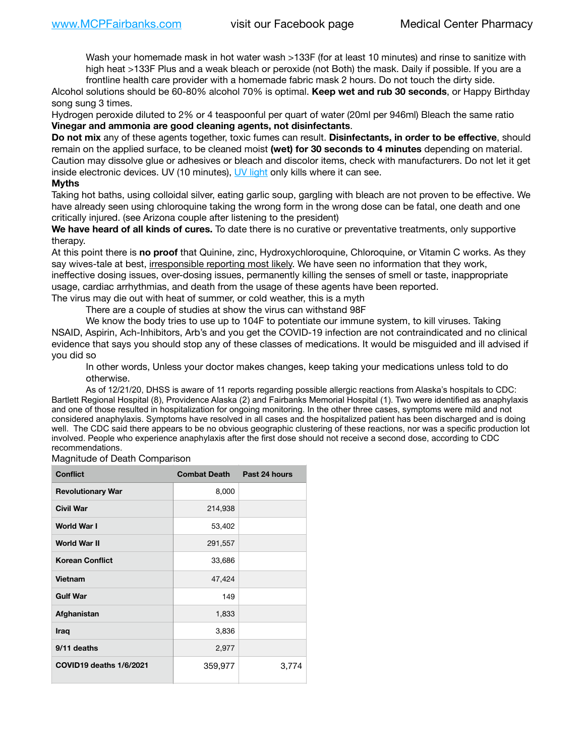Wash your homemade mask in hot water wash >133F (for at least 10 minutes) and rinse to sanitize with high heat >133F Plus and a weak bleach or peroxide (not Both) the mask. Daily if possible. If you are a frontline health care provider with a homemade fabric mask 2 hours. Do not touch the dirty side.

Alcohol solutions should be 60-80% alcohol 70% is optimal. **Keep wet and rub 30 seconds**, or Happy Birthday song sung 3 times.

Hydrogen peroxide diluted to 2% or 4 teaspoonful per quart of water (20ml per 946ml) Bleach the same ratio

**Vinegar and ammonia are good cleaning agents, not disinfectants**.

**Do not mix** any of these agents together, toxic fumes can result. **Disinfectants, in order to be effective**, should remain on the applied surface, to be cleaned moist **(wet) for 30 seconds to 4 minutes** depending on material. Caution may dissolve glue or adhesives or bleach and discolor items, check with manufacturers. Do not let it get inside electronic devices. UV (10 minutes), UV light only kills where it can see.

**Myths**

Taking hot baths, using colloidal silver, eating garlic soup, gargling with bleach are not proven to be effective. We have already seen using chloroquine taking the wrong form in the wrong dose can be fatal, one death and one critically injured. (see Arizona couple after listening to the president)

**We have heard of all kinds of cures.** To date there is no curative or preventative treatments, only supportive therapy.

At this point there is **no proof** that Quinine, zinc, Hydroxychloroquine, Chloroquine, or Vitamin C works. As they say wives-tale at best, irresponsible reporting most likely. We have seen no information that they work, ineffective dosing issues, over-dosing issues, permanently killing the senses of smell or taste, inappropriate usage, cardiac arrhythmias, and death from the usage of these agents have been reported.

The virus may die out with heat of summer, or cold weather, this is a myth

There are a couple of studies at show the virus can withstand 98F

We know the body tries to use up to 104F to potentiate our immune system, to kill viruses. Taking NSAID, Aspirin, Ach-Inhibitors, Arb's and you get the COVID-19 infection are not contraindicated and no clinical evidence that says you should stop any of these classes of medications. It would be misguided and ill advised if you did so

In other words, Unless your doctor makes changes, keep taking your medications unless told to do otherwise.

As of 12/21/20, DHSS is aware of 11 reports regarding possible allergic reactions from Alaska's hospitals to CDC: Bartlett Regional Hospital (8), Providence Alaska (2) and Fairbanks Memorial Hospital (1). Two were identified as anaphylaxis and one of those resulted in hospitalization for ongoing monitoring. In the other three cases, symptoms were mild and not considered anaphylaxis. Symptoms have resolved in all cases and the hospitalized patient has been discharged and is doing well. The CDC said there appears to be no obvious geographic clustering of these reactions, nor was a specific production lot involved. People who experience anaphylaxis after the first dose should not receive a second dose, according to CDC recommendations.

Magnitude of Death Comparison

| Conflict | Combat Death | Past 24 hours |
|---|---|---|
| Revolutionary War | 8,000 | |
| Civil War | 214,938 | |
| World War I | 53,402 | |
| World War II | 291,557 | |
| Korean Conflict | 33,686 | |
| Vietnam | 47,424 | |
| Gulf War | 149 | |
| Afghanistan | 1,833 | |
| Iraq | 3,836 | |
| 9/11 deaths | 2,977 | |
| COVID19 deaths 1/6/2021 | 359,977 | 3,774 |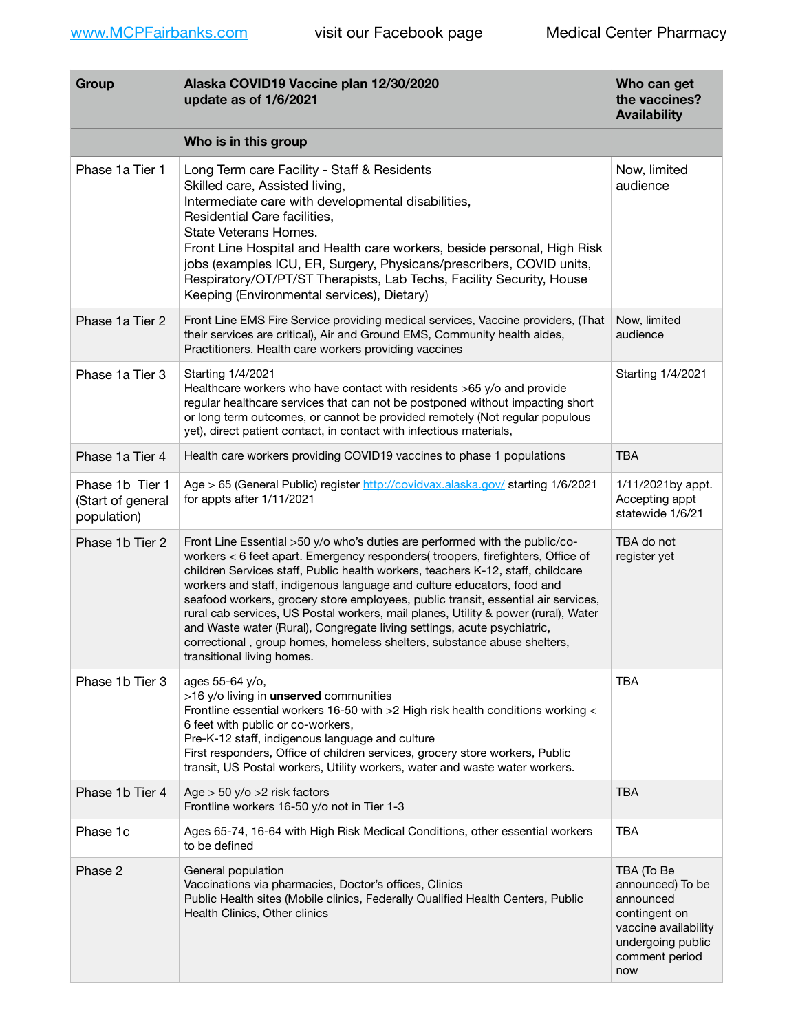| Group | Alaska COVID19 Vaccine plan 12/30/2020<br>update as of 1/6/2021 | Who can get the vaccines? Availability |
|---|---|---|
| | **Who is in this group** | |
| Phase 1a Tier 1 | Long Term care Facility - Staff & Residents<br>Skilled care, Assisted living,<br>Intermediate care with developmental disabilities,<br>Residential Care facilities,<br>State Veterans Homes.<br>Front Line Hospital and Health care workers, beside personal, High Risk jobs (examples ICU, ER, Surgery, Physicans/prescribers, COVID units, Respiratory/OT/PT/ST Therapists, Lab Techs, Facility Security, House Keeping (Environmental services), Dietary) | Now, limited audience |
| Phase 1a Tier 2 | Front Line EMS Fire Service providing medical services, Vaccine providers, (That their services are critical), Air and Ground EMS, Community health aides, Practitioners. Health care workers providing vaccines | Now, limited audience |
| Phase 1a Tier 3 | Starting 1/4/2021<br>Healthcare workers who have contact with residents >65 y/o and provide regular healthcare services that can not be postponed without impacting short or long term outcomes, or cannot be provided remotely (Not regular populous yet), direct patient contact, in contact with infectious materials, | Starting 1/4/2021 |
| Phase 1a Tier 4 | Health care workers providing COVID19 vaccines to phase 1 populations | TBA |
| Phase 1b Tier 1 (Start of general population) | Age > 65 (General Public) register http://covidvax.alaska.gov/ starting 1/6/2021 for appts after 1/11/2021 | 1/11/2021by appt. Accepting appt statewide 1/6/21 |
| Phase 1b Tier 2 | Front Line Essential >50 y/o who's duties are performed with the public/co-workers < 6 feet apart. Emergency responders( troopers, firefighters, Office of children Services staff, Public health workers, teachers K-12, staff, childcare workers and staff, indigenous language and culture educators, food and seafood workers, grocery store employees, public transit, essential air services, rural cab services, US Postal workers, mail planes, Utility & power (rural), Water and Waste water (Rural), Congregate living settings, acute psychiatric, correctional , group homes, homeless shelters, substance abuse shelters, transitional living homes. | TBA do not register yet |
| Phase 1b Tier 3 | ages 55-64 y/o,<br>>16 y/o living in **unserved** communities<br>Frontline essential workers 16-50 with >2 High risk health conditions working < 6 feet with public or co-workers,<br>Pre-K-12 staff, indigenous language and culture<br>First responders, Office of children services, grocery store workers, Public transit, US Postal workers, Utility workers, water and waste water workers. | TBA |
| Phase 1b Tier 4 | Age > 50 y/o >2 risk factors<br>Frontline workers 16-50 y/o not in Tier 1-3 | TBA |
| Phase 1c | Ages 65-74, 16-64 with High Risk Medical Conditions, other essential workers to be defined | TBA |
| Phase 2 | General population<br>Vaccinations via pharmacies, Doctor's offices, Clinics<br>Public Health sites (Mobile clinics, Federally Qualified Health Centers, Public Health Clinics, Other clinics | TBA (To Be announced) To be announced contingent on vaccine availability undergoing public comment period now |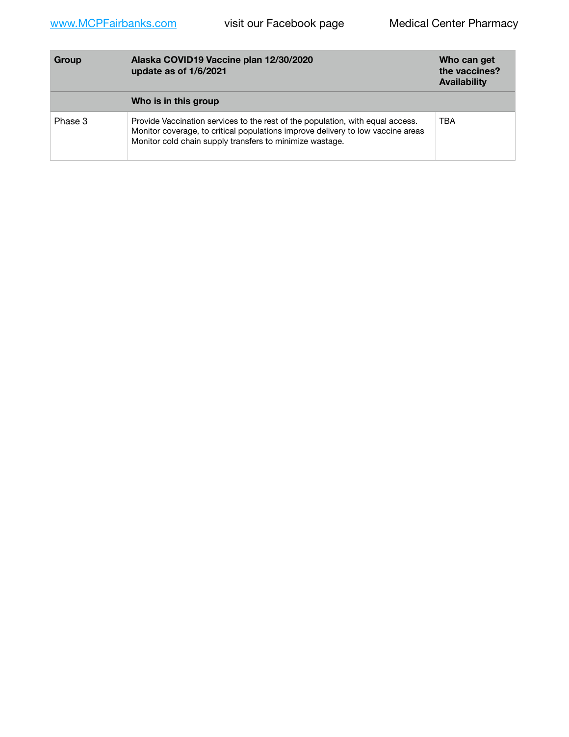| Group | Alaska COVID19 Vaccine plan 12/30/2020<br>update as of 1/6/2021 | Who can get the vaccines? Availability |
|---|---|---|
| | **Who is in this group** | |
| Phase 3 | Provide Vaccination services to the rest of the population, with equal access.<br>Monitor coverage, to critical populations improve delivery to low vaccine areas<br>Monitor cold chain supply transfers to minimize wastage. | TBA |